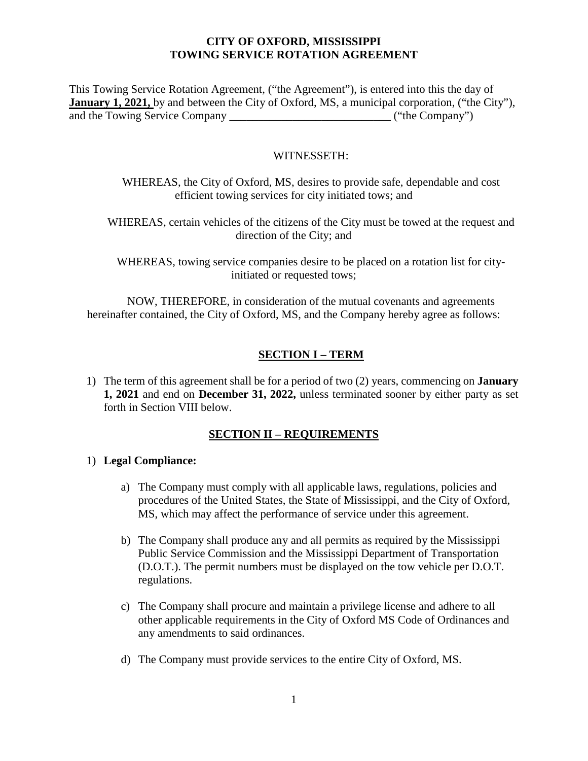**CITY OF OXFORD, MISSISSIPPI**
**TOWING SERVICE ROTATION AGREEMENT**

This Towing Service Rotation Agreement, ("the Agreement"), is entered into this the day of **January 1, 2021,** by and between the City of Oxford, MS, a municipal corporation, ("the City"), and the Towing Service Company ____________________________ ("the Company")

WITNESSETH:

WHEREAS, the City of Oxford, MS, desires to provide safe, dependable and cost efficient towing services for city initiated tows; and

WHEREAS, certain vehicles of the citizens of the City must be towed at the request and direction of the City; and

WHEREAS, towing service companies desire to be placed on a rotation list for city-initiated or requested tows;

NOW, THEREFORE, in consideration of the mutual covenants and agreements hereinafter contained, the City of Oxford, MS, and the Company hereby agree as follows:

## SECTION I – TERM

1) The term of this agreement shall be for a period of two (2) years, commencing on **January 1, 2021** and end on **December 31, 2022,** unless terminated sooner by either party as set forth in Section VIII below.

## SECTION II – REQUIREMENTS

1) **Legal Compliance:**

    a) The Company must comply with all applicable laws, regulations, policies and procedures of the United States, the State of Mississippi, and the City of Oxford, MS, which may affect the performance of service under this agreement.

    b) The Company shall produce any and all permits as required by the Mississippi Public Service Commission and the Mississippi Department of Transportation (D.O.T.). The permit numbers must be displayed on the tow vehicle per D.O.T. regulations.

    c) The Company shall procure and maintain a privilege license and adhere to all other applicable requirements in the City of Oxford MS Code of Ordinances and any amendments to said ordinances.

    d) The Company must provide services to the entire City of Oxford, MS.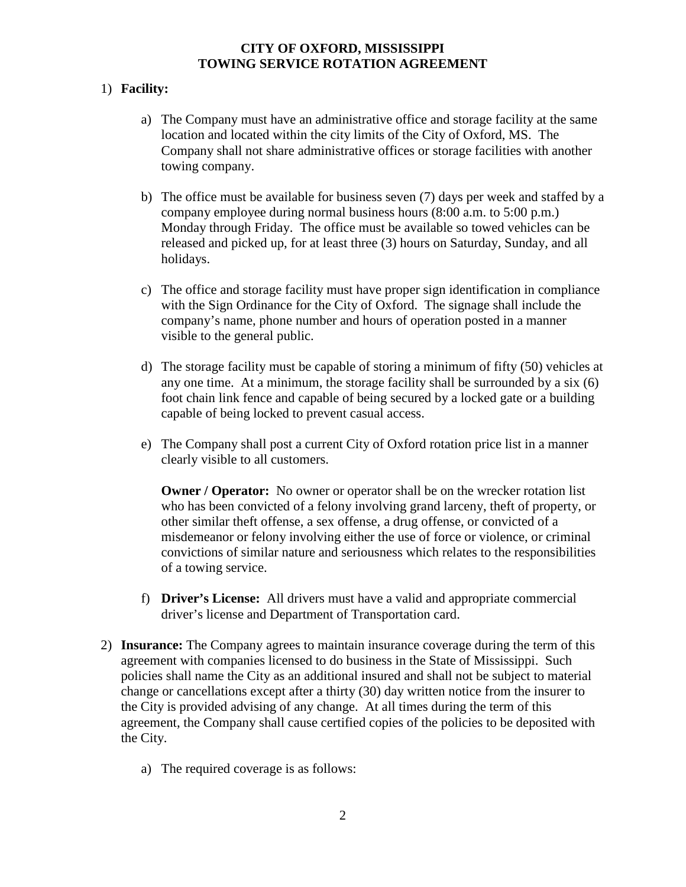**CITY OF OXFORD, MISSISSIPPI**
**TOWING SERVICE ROTATION AGREEMENT**

1) **Facility:**

   a) The Company must have an administrative office and storage facility at the same location and located within the city limits of the City of Oxford, MS. The Company shall not share administrative offices or storage facilities with another towing company.

   b) The office must be available for business seven (7) days per week and staffed by a company employee during normal business hours (8:00 a.m. to 5:00 p.m.) Monday through Friday. The office must be available so towed vehicles can be released and picked up, for at least three (3) hours on Saturday, Sunday, and all holidays.

   c) The office and storage facility must have proper sign identification in compliance with the Sign Ordinance for the City of Oxford. The signage shall include the company's name, phone number and hours of operation posted in a manner visible to the general public.

   d) The storage facility must be capable of storing a minimum of fifty (50) vehicles at any one time. At a minimum, the storage facility shall be surrounded by a six (6) foot chain link fence and capable of being secured by a locked gate or a building capable of being locked to prevent casual access.

   e) The Company shall post a current City of Oxford rotation price list in a manner clearly visible to all customers.

   **Owner / Operator:** No owner or operator shall be on the wrecker rotation list who has been convicted of a felony involving grand larceny, theft of property, or other similar theft offense, a sex offense, a drug offense, or convicted of a misdemeanor or felony involving either the use of force or violence, or criminal convictions of similar nature and seriousness which relates to the responsibilities of a towing service.

   f) **Driver's License:** All drivers must have a valid and appropriate commercial driver's license and Department of Transportation card.

2) **Insurance:** The Company agrees to maintain insurance coverage during the term of this agreement with companies licensed to do business in the State of Mississippi. Such policies shall name the City as an additional insured and shall not be subject to material change or cancellations except after a thirty (30) day written notice from the insurer to the City is provided advising of any change. At all times during the term of this agreement, the Company shall cause certified copies of the policies to be deposited with the City.

   a) The required coverage is as follows: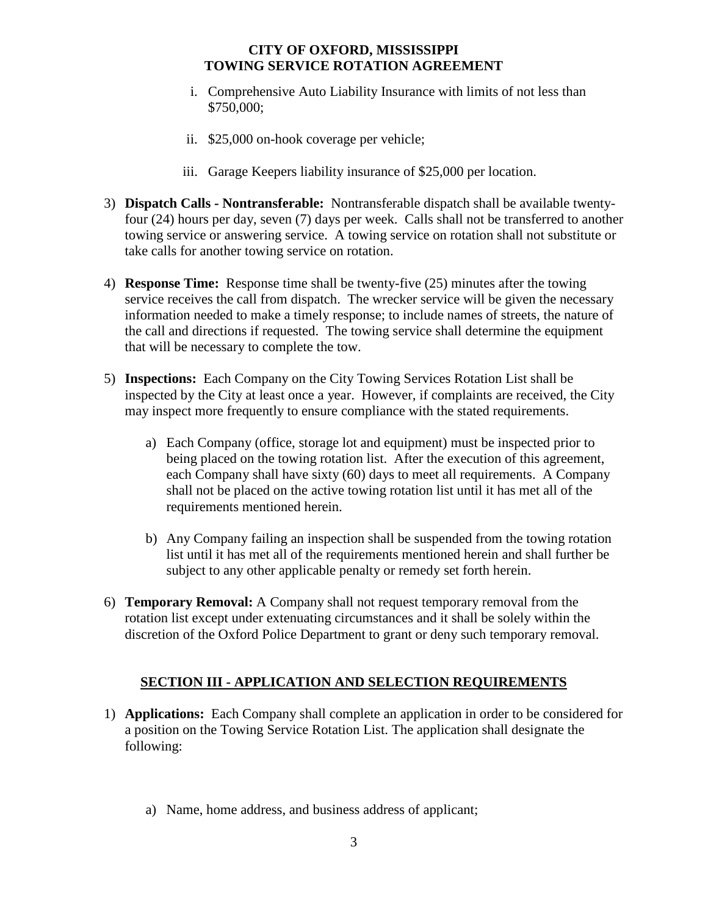i. Comprehensive Auto Liability Insurance with limits of not less than $750,000;

ii. $25,000 on-hook coverage per vehicle;

iii. Garage Keepers liability insurance of $25,000 per location.

3) **Dispatch Calls - Nontransferable:** Nontransferable dispatch shall be available twenty-four (24) hours per day, seven (7) days per week. Calls shall not be transferred to another towing service or answering service. A towing service on rotation shall not substitute or take calls for another towing service on rotation.

4) **Response Time:** Response time shall be twenty-five (25) minutes after the towing service receives the call from dispatch. The wrecker service will be given the necessary information needed to make a timely response; to include names of streets, the nature of the call and directions if requested. The towing service shall determine the equipment that will be necessary to complete the tow.

5) **Inspections:** Each Company on the City Towing Services Rotation List shall be inspected by the City at least once a year. However, if complaints are received, the City may inspect more frequently to ensure compliance with the stated requirements.

   a) Each Company (office, storage lot and equipment) must be inspected prior to being placed on the towing rotation list. After the execution of this agreement, each Company shall have sixty (60) days to meet all requirements. A Company shall not be placed on the active towing rotation list until it has met all of the requirements mentioned herein.

   b) Any Company failing an inspection shall be suspended from the towing rotation list until it has met all of the requirements mentioned herein and shall further be subject to any other applicable penalty or remedy set forth herein.

6) **Temporary Removal:** A Company shall not request temporary removal from the rotation list except under extenuating circumstances and it shall be solely within the discretion of the Oxford Police Department to grant or deny such temporary removal.

## SECTION III - APPLICATION AND SELECTION REQUIREMENTS

1) **Applications:** Each Company shall complete an application in order to be considered for a position on the Towing Service Rotation List. The application shall designate the following:

   a) Name, home address, and business address of applicant;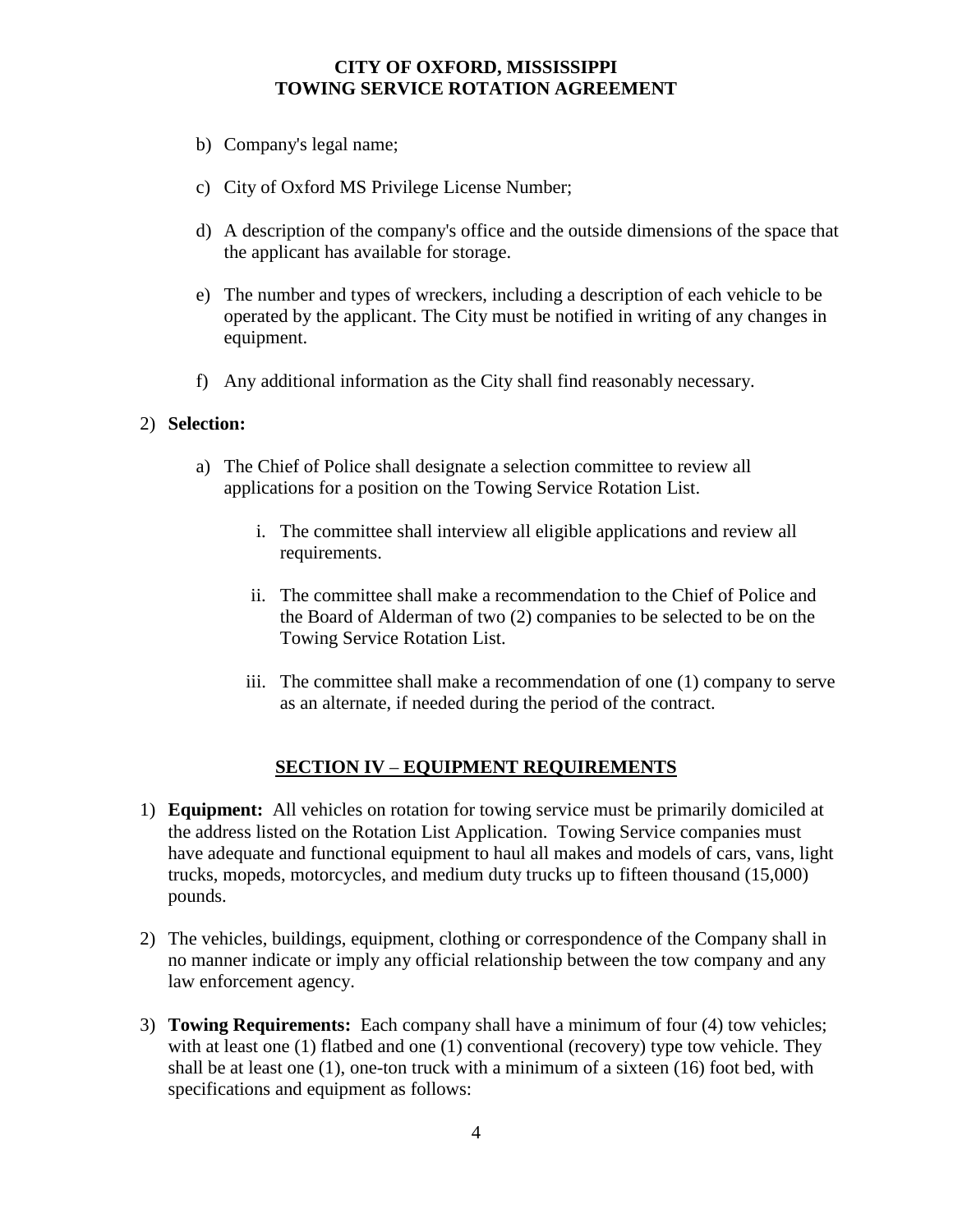b) Company's legal name;

c) City of Oxford MS Privilege License Number;

d) A description of the company's office and the outside dimensions of the space that the applicant has available for storage.

e) The number and types of wreckers, including a description of each vehicle to be operated by the applicant. The City must be notified in writing of any changes in equipment.

f) Any additional information as the City shall find reasonably necessary.

2) **Selection:**

   a) The Chief of Police shall designate a selection committee to review all applications for a position on the Towing Service Rotation List.

      i. The committee shall interview all eligible applications and review all requirements.

      ii. The committee shall make a recommendation to the Chief of Police and the Board of Alderman of two (2) companies to be selected to be on the Towing Service Rotation List.

      iii. The committee shall make a recommendation of one (1) company to serve as an alternate, if needed during the period of the contract.

## SECTION IV – EQUIPMENT REQUIREMENTS

1) **Equipment:** All vehicles on rotation for towing service must be primarily domiciled at the address listed on the Rotation List Application. Towing Service companies must have adequate and functional equipment to haul all makes and models of cars, vans, light trucks, mopeds, motorcycles, and medium duty trucks up to fifteen thousand (15,000) pounds.

2) The vehicles, buildings, equipment, clothing or correspondence of the Company shall in no manner indicate or imply any official relationship between the tow company and any law enforcement agency.

3) **Towing Requirements:** Each company shall have a minimum of four (4) tow vehicles; with at least one (1) flatbed and one (1) conventional (recovery) type tow vehicle. They shall be at least one (1), one-ton truck with a minimum of a sixteen (16) foot bed, with specifications and equipment as follows: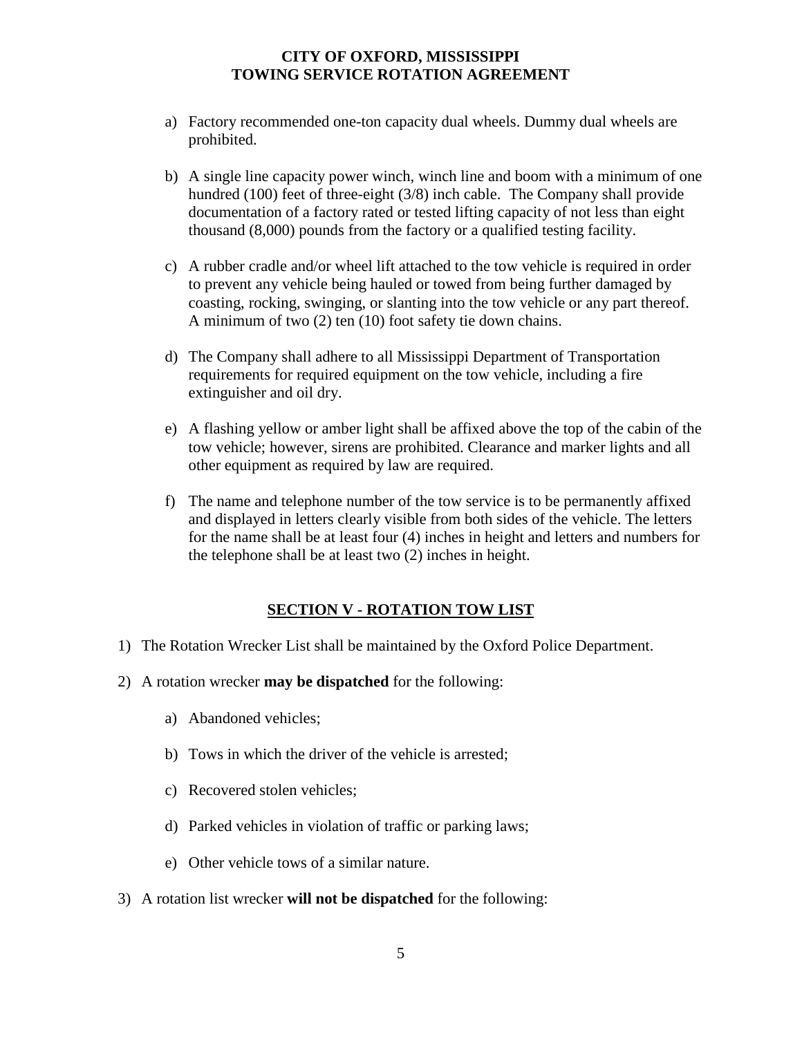a) Factory recommended one-ton capacity dual wheels. Dummy dual wheels are prohibited.

b) A single line capacity power winch, winch line and boom with a minimum of one hundred (100) feet of three-eight (3/8) inch cable. The Company shall provide documentation of a factory rated or tested lifting capacity of not less than eight thousand (8,000) pounds from the factory or a qualified testing facility.

c) A rubber cradle and/or wheel lift attached to the tow vehicle is required in order to prevent any vehicle being hauled or towed from being further damaged by coasting, rocking, swinging, or slanting into the tow vehicle or any part thereof. A minimum of two (2) ten (10) foot safety tie down chains.

d) The Company shall adhere to all Mississippi Department of Transportation requirements for required equipment on the tow vehicle, including a fire extinguisher and oil dry.

e) A flashing yellow or amber light shall be affixed above the top of the cabin of the tow vehicle; however, sirens are prohibited. Clearance and marker lights and all other equipment as required by law are required.

f) The name and telephone number of the tow service is to be permanently affixed and displayed in letters clearly visible from both sides of the vehicle. The letters for the name shall be at least four (4) inches in height and letters and numbers for the telephone shall be at least two (2) inches in height.

## SECTION V - ROTATION TOW LIST

1) The Rotation Wrecker List shall be maintained by the Oxford Police Department.

2) A rotation wrecker **may be dispatched** for the following:

   a) Abandoned vehicles;

   b) Tows in which the driver of the vehicle is arrested;

   c) Recovered stolen vehicles;

   d) Parked vehicles in violation of traffic or parking laws;

   e) Other vehicle tows of a similar nature.

3) A rotation list wrecker **will not be dispatched** for the following: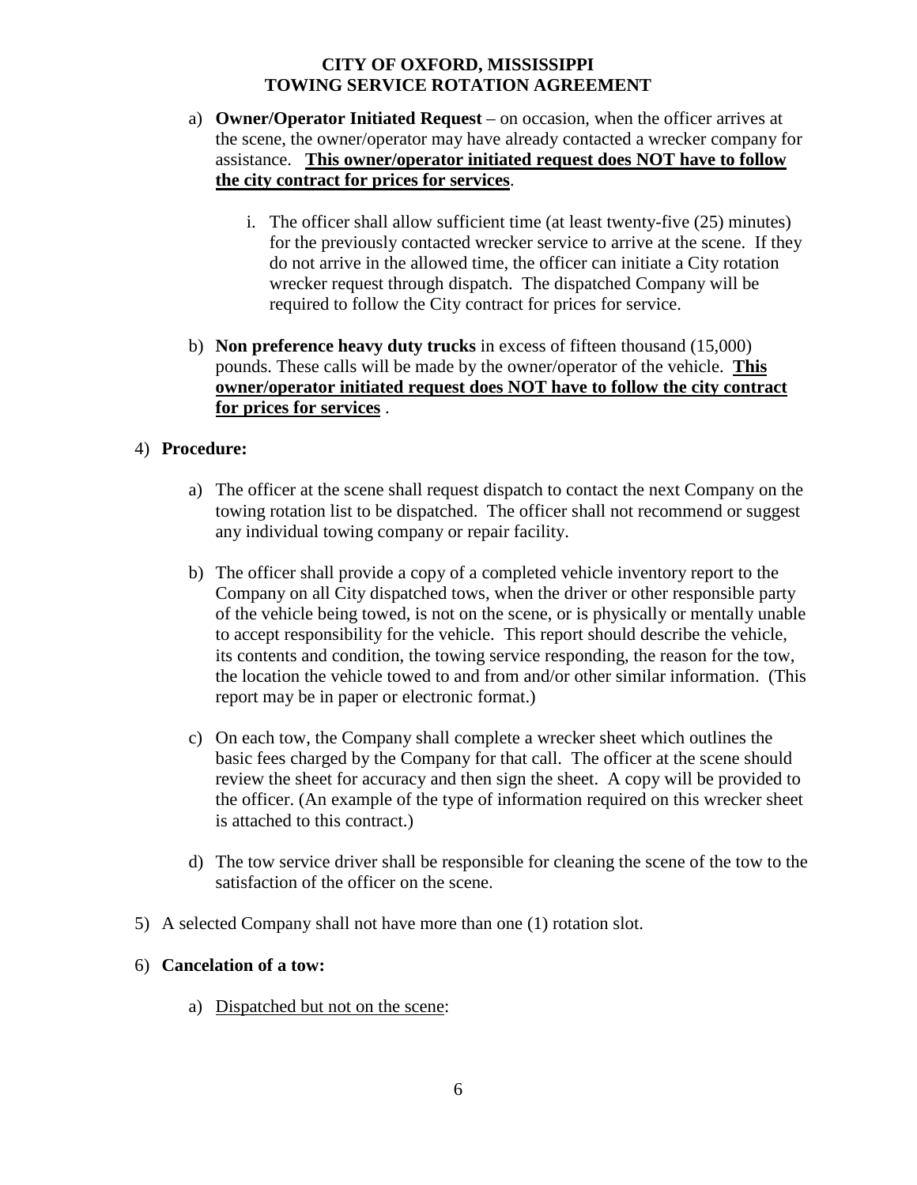a) **Owner/Operator Initiated Request** – on occasion, when the officer arrives at the scene, the owner/operator may have already contacted a wrecker company for assistance. **<u>This owner/operator initiated request does NOT have to follow the city contract for prices for services</u>**.

   i. The officer shall allow sufficient time (at least twenty-five (25) minutes) for the previously contacted wrecker service to arrive at the scene. If they do not arrive in the allowed time, the officer can initiate a City rotation wrecker request through dispatch. The dispatched Company will be required to follow the City contract for prices for service.

b) **Non preference heavy duty trucks** in excess of fifteen thousand (15,000) pounds. These calls will be made by the owner/operator of the vehicle. **<u>This owner/operator initiated request does NOT have to follow the city contract for prices for services</u>** .

4) **Procedure:**

   a) The officer at the scene shall request dispatch to contact the next Company on the towing rotation list to be dispatched. The officer shall not recommend or suggest any individual towing company or repair facility.

   b) The officer shall provide a copy of a completed vehicle inventory report to the Company on all City dispatched tows, when the driver or other responsible party of the vehicle being towed, is not on the scene, or is physically or mentally unable to accept responsibility for the vehicle. This report should describe the vehicle, its contents and condition, the towing service responding, the reason for the tow, the location the vehicle towed to and from and/or other similar information. (This report may be in paper or electronic format.)

   c) On each tow, the Company shall complete a wrecker sheet which outlines the basic fees charged by the Company for that call. The officer at the scene should review the sheet for accuracy and then sign the sheet. A copy will be provided to the officer. (An example of the type of information required on this wrecker sheet is attached to this contract.)

   d) The tow service driver shall be responsible for cleaning the scene of the tow to the satisfaction of the officer on the scene.

5) A selected Company shall not have more than one (1) rotation slot.

6) **Cancelation of a tow:**

   a) <u>Dispatched but not on the scene</u>: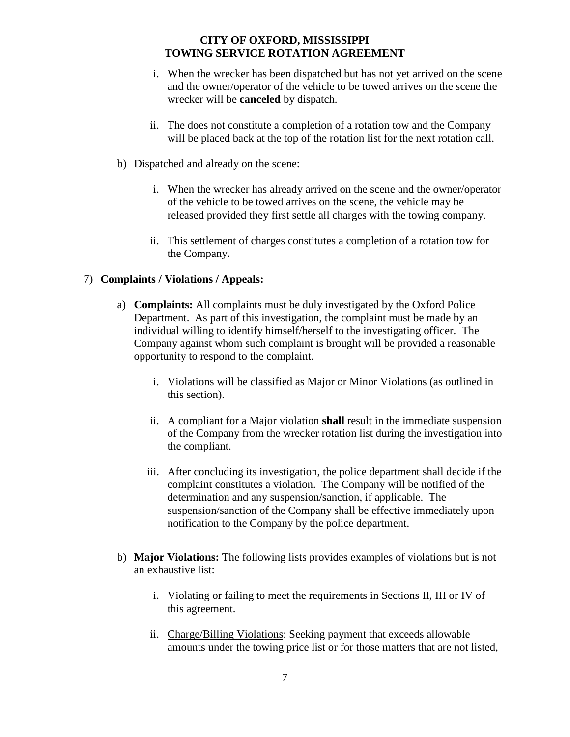i. When the wrecker has been dispatched but has not yet arrived on the scene and the owner/operator of the vehicle to be towed arrives on the scene the wrecker will be **canceled** by dispatch.

ii. The does not constitute a completion of a rotation tow and the Company will be placed back at the top of the rotation list for the next rotation call.

b) Dispatched and already on the scene:

i. When the wrecker has already arrived on the scene and the owner/operator of the vehicle to be towed arrives on the scene, the vehicle may be released provided they first settle all charges with the towing company.

ii. This settlement of charges constitutes a completion of a rotation tow for the Company.

7) **Complaints / Violations / Appeals:**

a) **Complaints:** All complaints must be duly investigated by the Oxford Police Department. As part of this investigation, the complaint must be made by an individual willing to identify himself/herself to the investigating officer. The Company against whom such complaint is brought will be provided a reasonable opportunity to respond to the complaint.

i. Violations will be classified as Major or Minor Violations (as outlined in this section).

ii. A compliant for a Major violation **shall** result in the immediate suspension of the Company from the wrecker rotation list during the investigation into the compliant.

iii. After concluding its investigation, the police department shall decide if the complaint constitutes a violation. The Company will be notified of the determination and any suspension/sanction, if applicable. The suspension/sanction of the Company shall be effective immediately upon notification to the Company by the police department.

b) **Major Violations:** The following lists provides examples of violations but is not an exhaustive list:

i. Violating or failing to meet the requirements in Sections II, III or IV of this agreement.

ii. Charge/Billing Violations: Seeking payment that exceeds allowable amounts under the towing price list or for those matters that are not listed,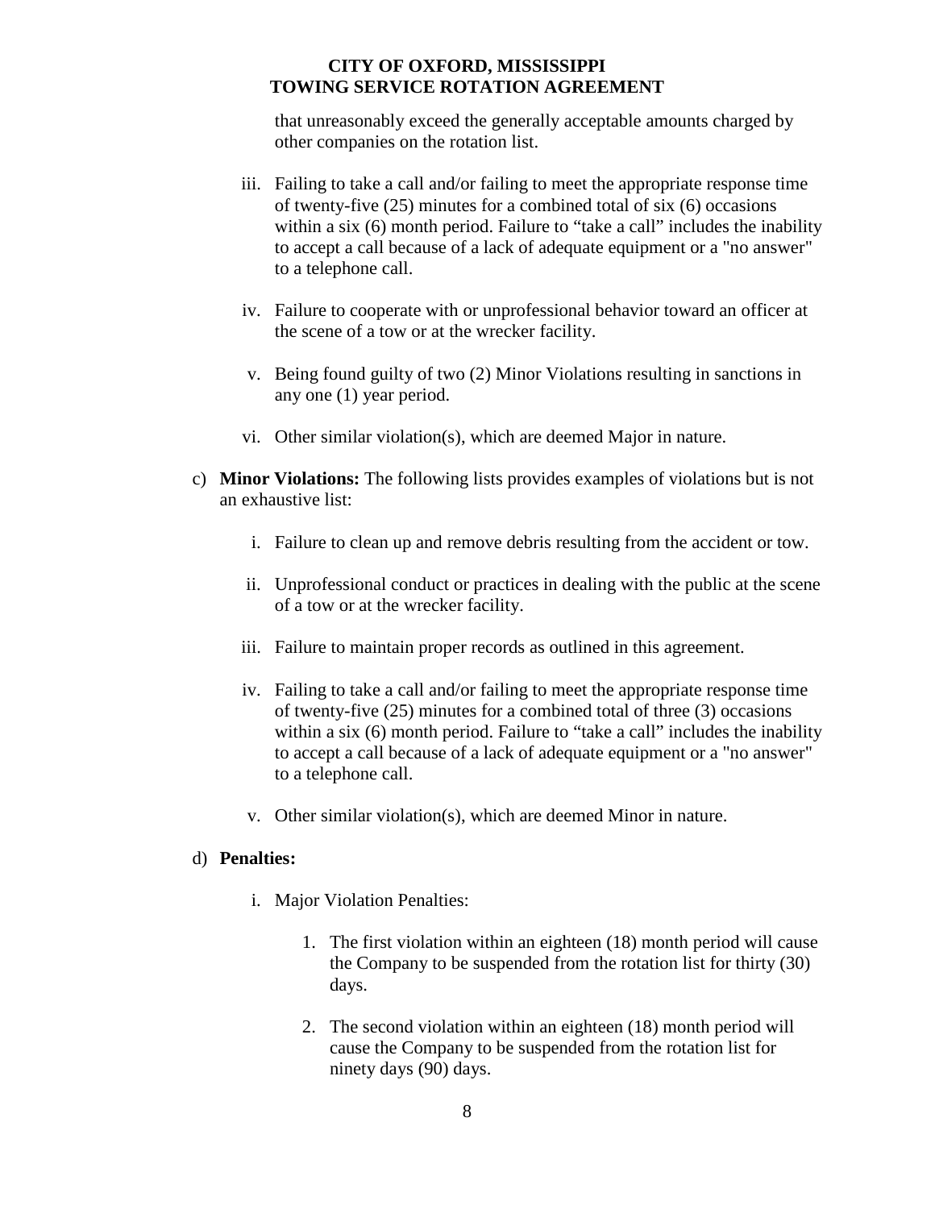that unreasonably exceed the generally acceptable amounts charged by other companies on the rotation list.

iii. Failing to take a call and/or failing to meet the appropriate response time of twenty-five (25) minutes for a combined total of six (6) occasions within a six (6) month period. Failure to "take a call" includes the inability to accept a call because of a lack of adequate equipment or a "no answer" to a telephone call.

iv. Failure to cooperate with or unprofessional behavior toward an officer at the scene of a tow or at the wrecker facility.

v. Being found guilty of two (2) Minor Violations resulting in sanctions in any one (1) year period.

vi. Other similar violation(s), which are deemed Major in nature.

c) **Minor Violations:** The following lists provides examples of violations but is not an exhaustive list:

i. Failure to clean up and remove debris resulting from the accident or tow.

ii. Unprofessional conduct or practices in dealing with the public at the scene of a tow or at the wrecker facility.

iii. Failure to maintain proper records as outlined in this agreement.

iv. Failing to take a call and/or failing to meet the appropriate response time of twenty-five (25) minutes for a combined total of three (3) occasions within a six (6) month period. Failure to "take a call" includes the inability to accept a call because of a lack of adequate equipment or a "no answer" to a telephone call.

v. Other similar violation(s), which are deemed Minor in nature.

d) **Penalties:**

i. Major Violation Penalties:

1. The first violation within an eighteen (18) month period will cause the Company to be suspended from the rotation list for thirty (30) days.

2. The second violation within an eighteen (18) month period will cause the Company to be suspended from the rotation list for ninety days (90) days.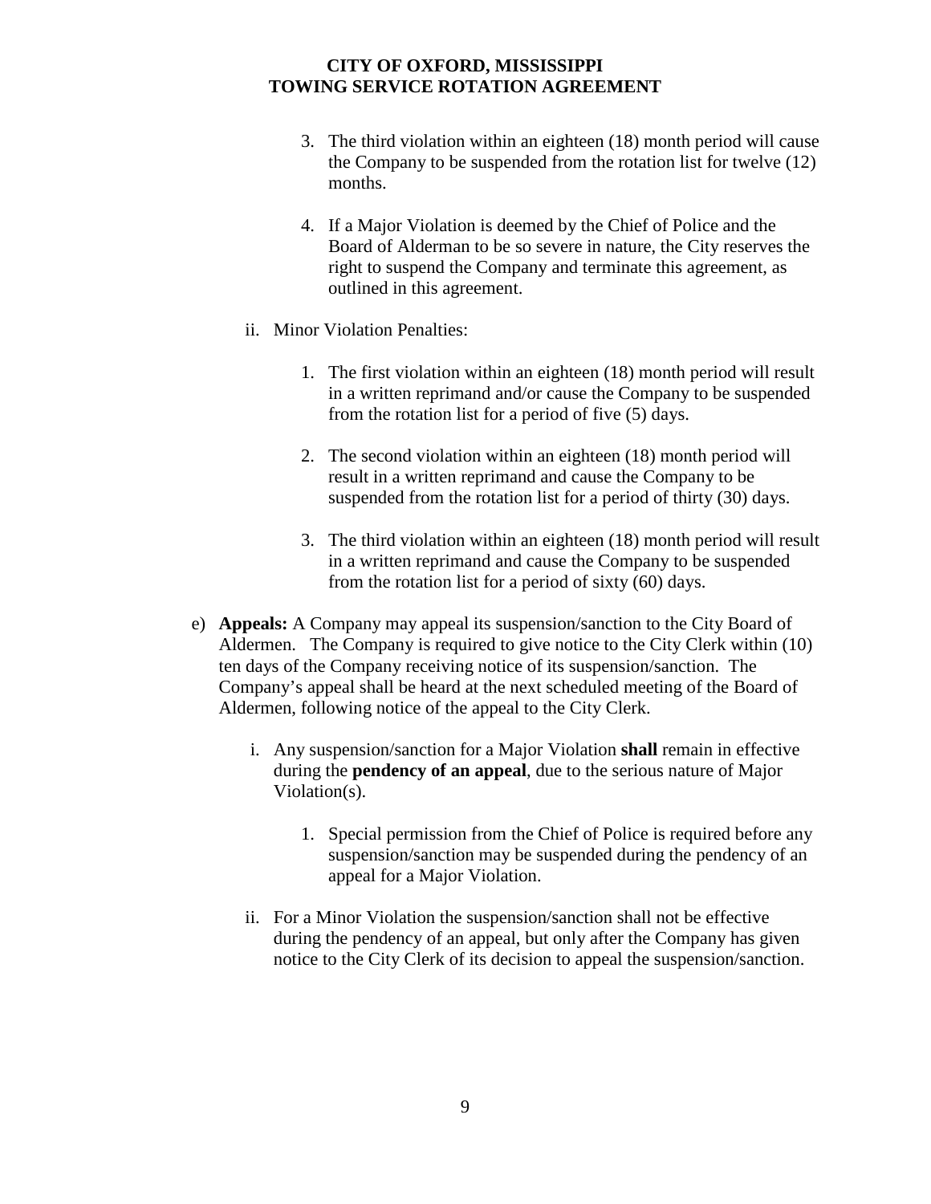3. The third violation within an eighteen (18) month period will cause the Company to be suspended from the rotation list for twelve (12) months.

4. If a Major Violation is deemed by the Chief of Police and the Board of Alderman to be so severe in nature, the City reserves the right to suspend the Company and terminate this agreement, as outlined in this agreement.

ii. Minor Violation Penalties:

1. The first violation within an eighteen (18) month period will result in a written reprimand and/or cause the Company to be suspended from the rotation list for a period of five (5) days.

2. The second violation within an eighteen (18) month period will result in a written reprimand and cause the Company to be suspended from the rotation list for a period of thirty (30) days.

3. The third violation within an eighteen (18) month period will result in a written reprimand and cause the Company to be suspended from the rotation list for a period of sixty (60) days.

e) **Appeals:** A Company may appeal its suspension/sanction to the City Board of Aldermen. The Company is required to give notice to the City Clerk within (10) ten days of the Company receiving notice of its suspension/sanction. The Company's appeal shall be heard at the next scheduled meeting of the Board of Aldermen, following notice of the appeal to the City Clerk.

i. Any suspension/sanction for a Major Violation **shall** remain in effective during the **pendency of an appeal**, due to the serious nature of Major Violation(s).

1. Special permission from the Chief of Police is required before any suspension/sanction may be suspended during the pendency of an appeal for a Major Violation.

ii. For a Minor Violation the suspension/sanction shall not be effective during the pendency of an appeal, but only after the Company has given notice to the City Clerk of its decision to appeal the suspension/sanction.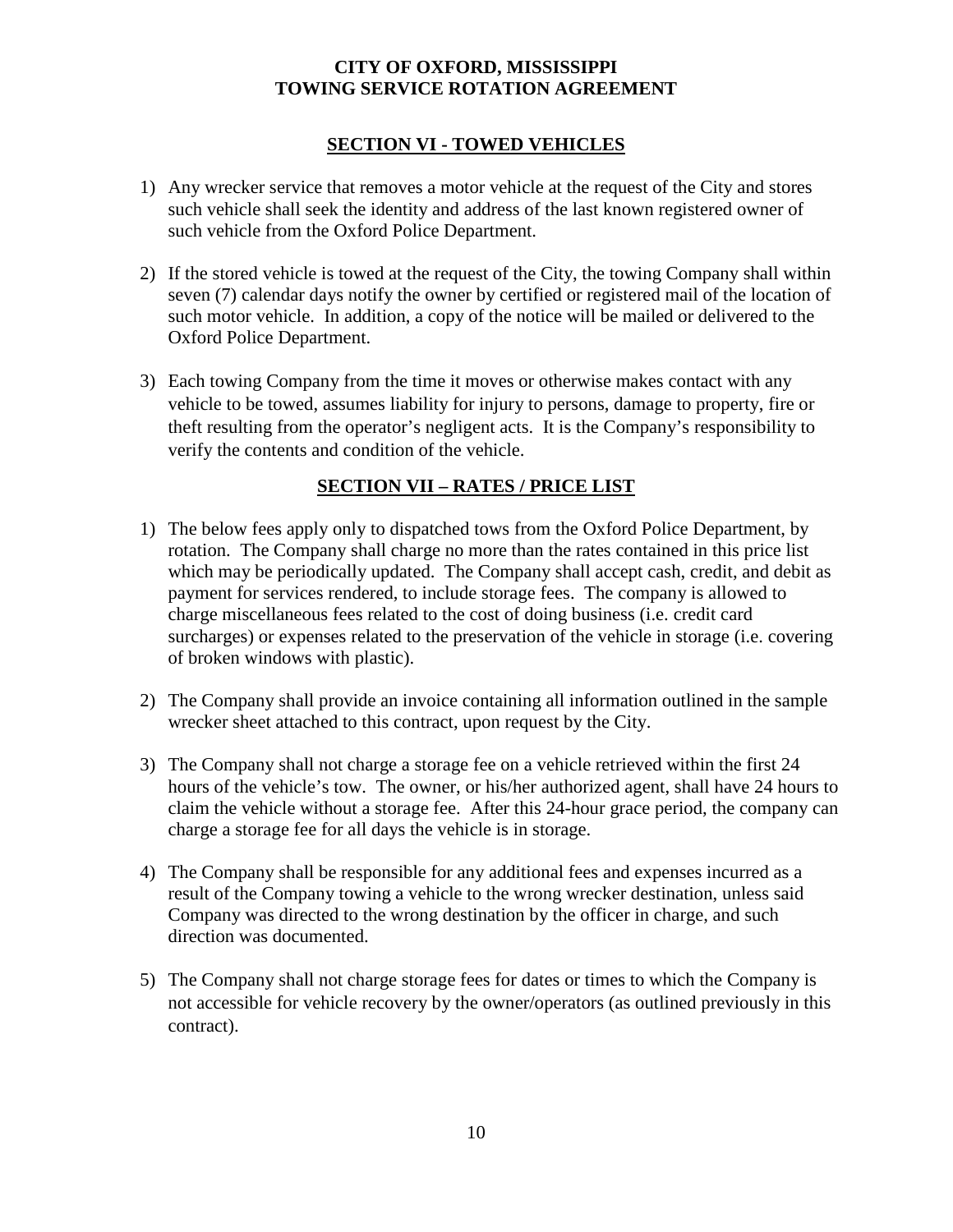**CITY OF OXFORD, MISSISSIPPI**
**TOWING SERVICE ROTATION AGREEMENT**

## SECTION VI - TOWED VEHICLES

1) Any wrecker service that removes a motor vehicle at the request of the City and stores such vehicle shall seek the identity and address of the last known registered owner of such vehicle from the Oxford Police Department.

2) If the stored vehicle is towed at the request of the City, the towing Company shall within seven (7) calendar days notify the owner by certified or registered mail of the location of such motor vehicle. In addition, a copy of the notice will be mailed or delivered to the Oxford Police Department.

3) Each towing Company from the time it moves or otherwise makes contact with any vehicle to be towed, assumes liability for injury to persons, damage to property, fire or theft resulting from the operator's negligent acts. It is the Company's responsibility to verify the contents and condition of the vehicle.

## SECTION VII – RATES / PRICE LIST

1) The below fees apply only to dispatched tows from the Oxford Police Department, by rotation. The Company shall charge no more than the rates contained in this price list which may be periodically updated. The Company shall accept cash, credit, and debit as payment for services rendered, to include storage fees. The company is allowed to charge miscellaneous fees related to the cost of doing business (i.e. credit card surcharges) or expenses related to the preservation of the vehicle in storage (i.e. covering of broken windows with plastic).

2) The Company shall provide an invoice containing all information outlined in the sample wrecker sheet attached to this contract, upon request by the City.

3) The Company shall not charge a storage fee on a vehicle retrieved within the first 24 hours of the vehicle's tow. The owner, or his/her authorized agent, shall have 24 hours to claim the vehicle without a storage fee. After this 24-hour grace period, the company can charge a storage fee for all days the vehicle is in storage.

4) The Company shall be responsible for any additional fees and expenses incurred as a result of the Company towing a vehicle to the wrong wrecker destination, unless said Company was directed to the wrong destination by the officer in charge, and such direction was documented.

5) The Company shall not charge storage fees for dates or times to which the Company is not accessible for vehicle recovery by the owner/operators (as outlined previously in this contract).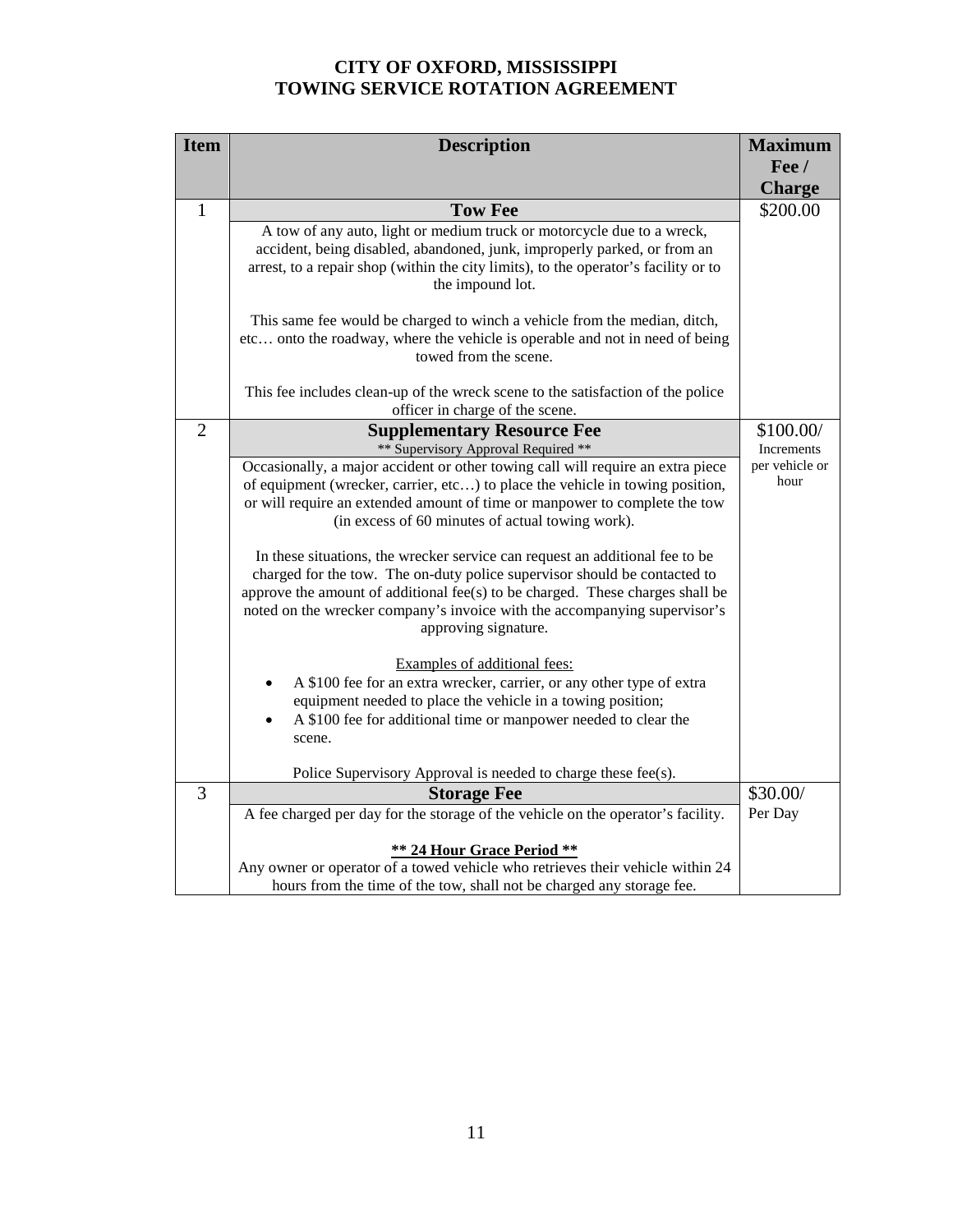# CITY OF OXFORD, MISSISSIPPI
## TOWING SERVICE ROTATION AGREEMENT

| Item | Description | Maximum Fee / Charge |
|---|---|---|
| 1 | **Tow Fee**<br><br>A tow of any auto, light or medium truck or motorcycle due to a wreck, accident, being disabled, abandoned, junk, improperly parked, or from an arrest, to a repair shop (within the city limits), to the operator's facility or to the impound lot.<br><br>This same fee would be charged to winch a vehicle from the median, ditch, etc… onto the roadway, where the vehicle is operable and not in need of being towed from the scene.<br><br>This fee includes clean-up of the wreck scene to the satisfaction of the police officer in charge of the scene. | $200.00 |
| 2 | **Supplementary Resource Fee**<br>** Supervisory Approval Required **<br><br>Occasionally, a major accident or other towing call will require an extra piece of equipment (wrecker, carrier, etc…) to place the vehicle in towing position, or will require an extended amount of time or manpower to complete the tow (in excess of 60 minutes of actual towing work).<br><br>In these situations, the wrecker service can request an additional fee to be charged for the tow. The on-duty police supervisor should be contacted to approve the amount of additional fee(s) to be charged. These charges shall be noted on the wrecker company's invoice with the accompanying supervisor's approving signature.<br><br><u>Examples of additional fees:</u><br>• A $100 fee for an extra wrecker, carrier, or any other type of extra equipment needed to place the vehicle in a towing position;<br>• A $100 fee for additional time or manpower needed to clear the scene.<br><br>Police Supervisory Approval is needed to charge these fee(s). | $100.00/ Increments per vehicle or hour |
| 3 | **Storage Fee**<br><br>A fee charged per day for the storage of the vehicle on the operator's facility.<br><br>**<u>** 24 Hour Grace Period **</u>**<br>Any owner or operator of a towed vehicle who retrieves their vehicle within 24 hours from the time of the tow, shall not be charged any storage fee. | $30.00/ Per Day |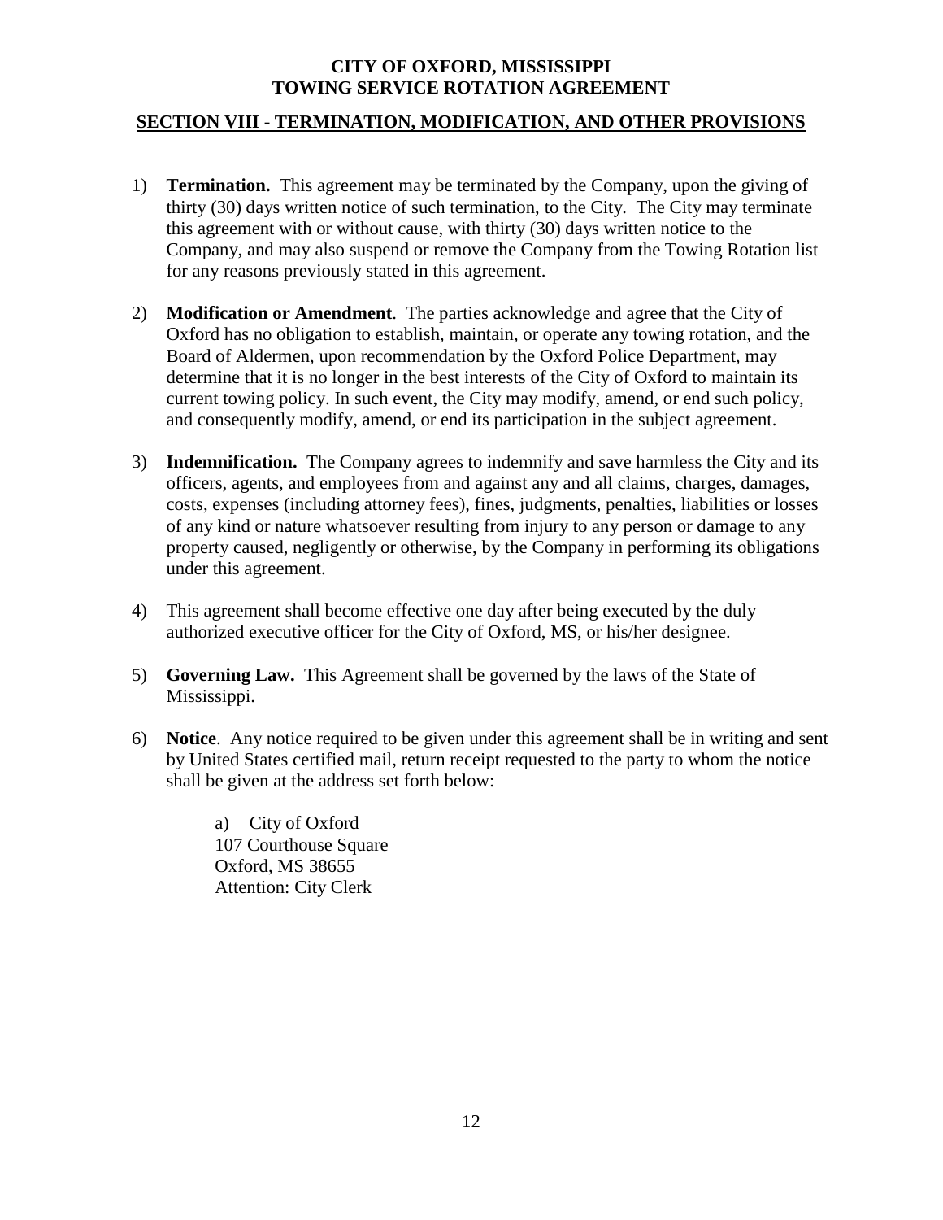**CITY OF OXFORD, MISSISSIPPI**
**TOWING SERVICE ROTATION AGREEMENT**

## SECTION VIII - TERMINATION, MODIFICATION, AND OTHER PROVISIONS

1) **Termination.** This agreement may be terminated by the Company, upon the giving of thirty (30) days written notice of such termination, to the City. The City may terminate this agreement with or without cause, with thirty (30) days written notice to the Company, and may also suspend or remove the Company from the Towing Rotation list for any reasons previously stated in this agreement.

2) **Modification or Amendment**. The parties acknowledge and agree that the City of Oxford has no obligation to establish, maintain, or operate any towing rotation, and the Board of Aldermen, upon recommendation by the Oxford Police Department, may determine that it is no longer in the best interests of the City of Oxford to maintain its current towing policy. In such event, the City may modify, amend, or end such policy, and consequently modify, amend, or end its participation in the subject agreement.

3) **Indemnification.** The Company agrees to indemnify and save harmless the City and its officers, agents, and employees from and against any and all claims, charges, damages, costs, expenses (including attorney fees), fines, judgments, penalties, liabilities or losses of any kind or nature whatsoever resulting from injury to any person or damage to any property caused, negligently or otherwise, by the Company in performing its obligations under this agreement.

4) This agreement shall become effective one day after being executed by the duly authorized executive officer for the City of Oxford, MS, or his/her designee.

5) **Governing Law.** This Agreement shall be governed by the laws of the State of Mississippi.

6) **Notice**. Any notice required to be given under this agreement shall be in writing and sent by United States certified mail, return receipt requested to the party to whom the notice shall be given at the address set forth below:

   a) City of Oxford
   107 Courthouse Square
   Oxford, MS 38655
   Attention: City Clerk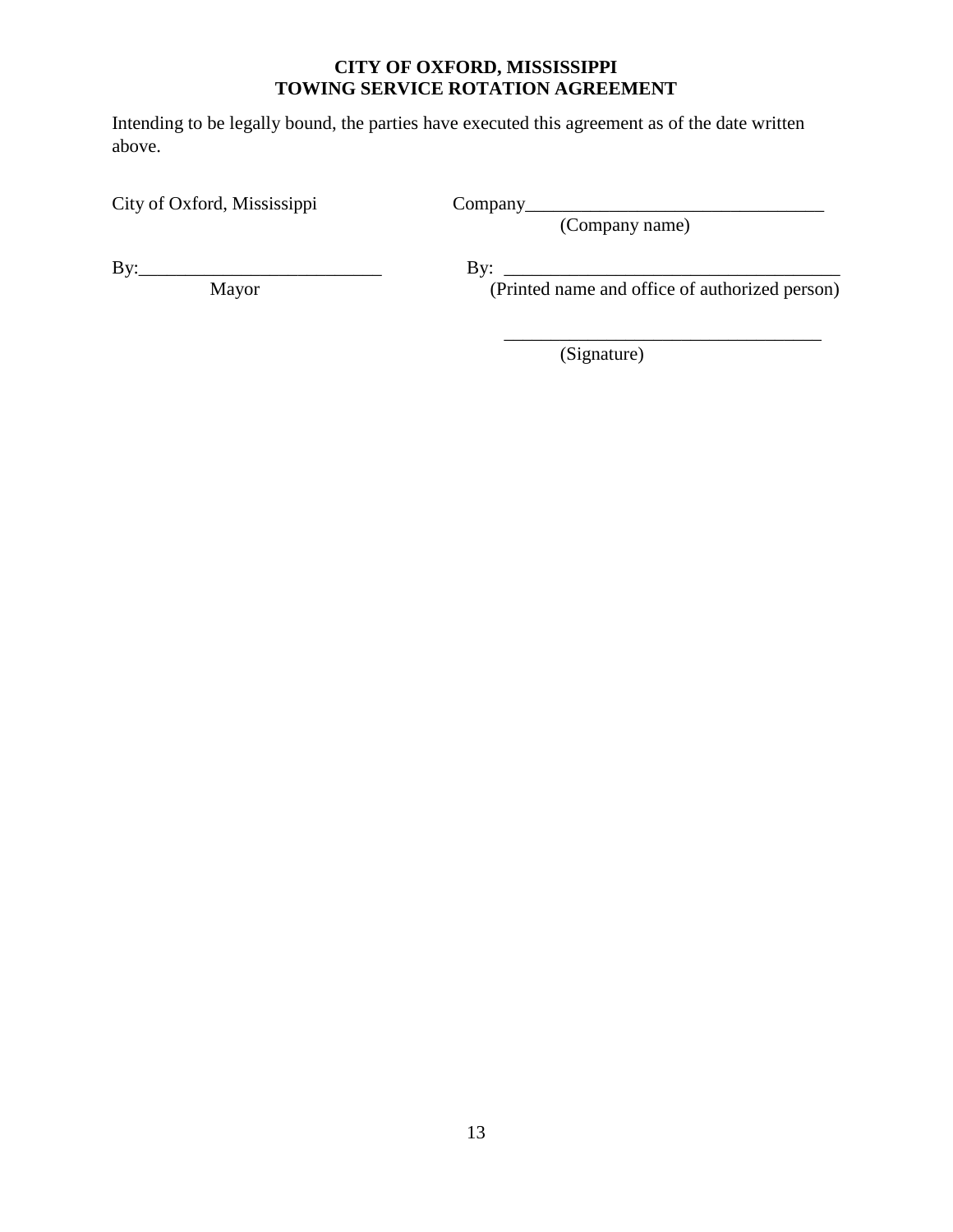**CITY OF OXFORD, MISSISSIPPI**
**TOWING SERVICE ROTATION AGREEMENT**

Intending to be legally bound, the parties have executed this agreement as of the date written above.

City of Oxford, Mississippi

By:__________________________
Mayor

Company________________________________
(Company name)

By: ____________________________________
(Printed name and office of authorized person)

__________________________________
(Signature)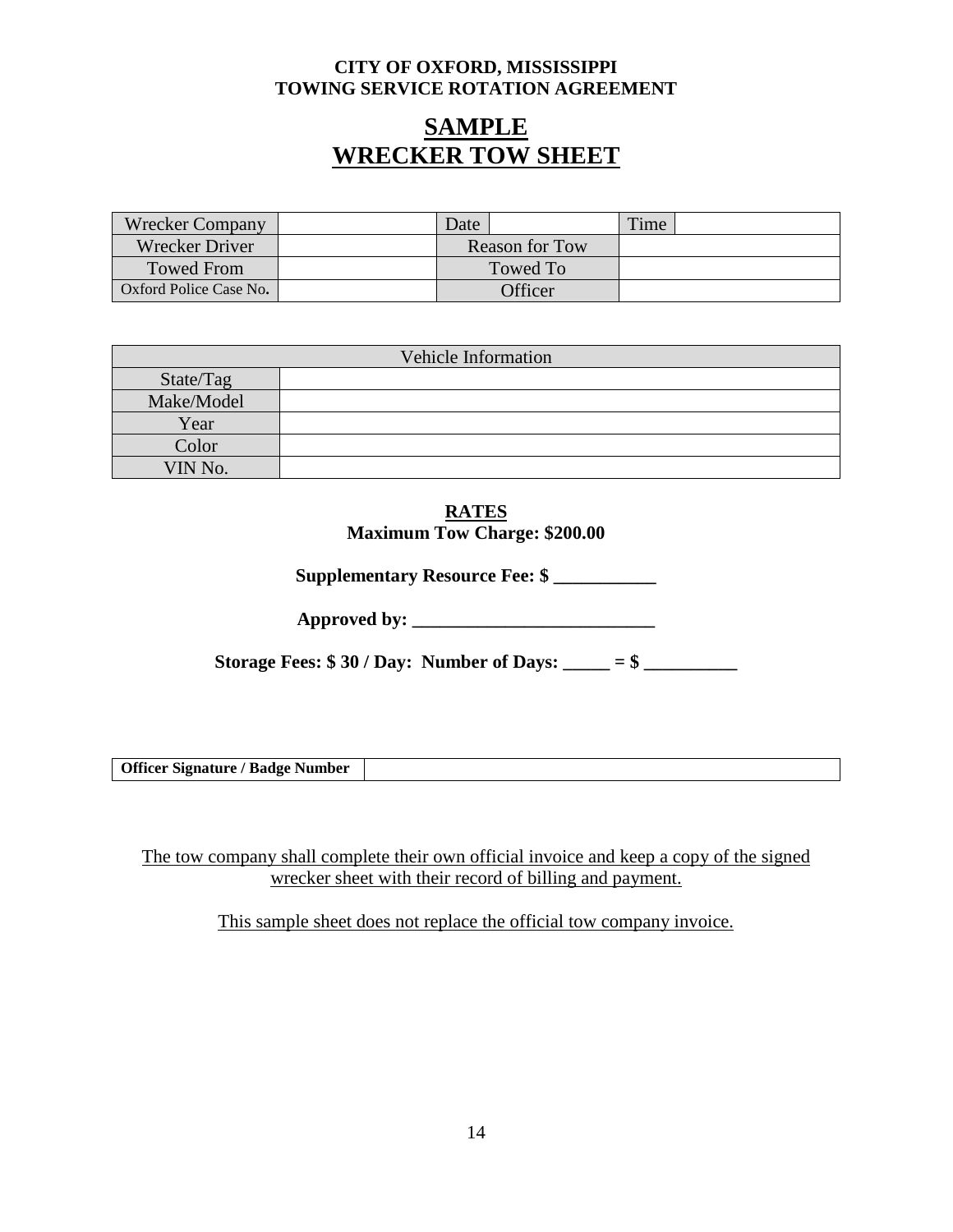**CITY OF OXFORD, MISSISSIPPI**
**TOWING SERVICE ROTATION AGREEMENT**

# SAMPLE WRECKER TOW SHEET

| Wrecker Company | | Date | | Time | |
|---|---|---|---|---|---|
| Wrecker Driver | | Reason for Tow | | | |
| Towed From | | Towed To | | | |
| Oxford Police Case No. | | Officer | | | |

| Vehicle Information | |
|---|---|
| State/Tag | |
| Make/Model | |
| Year | |
| Color | |
| VIN No. | |

**RATES**
**Maximum Tow Charge: $200.00**

**Supplementary Resource Fee: $ ___________**

**Approved by: __________________________**

**Storage Fees: $ 30 / Day: Number of Days: _____ = $ __________**

| **Officer Signature / Badge Number** | |
|---|---|

The tow company shall complete their own official invoice and keep a copy of the signed wrecker sheet with their record of billing and payment.

This sample sheet does not replace the official tow company invoice.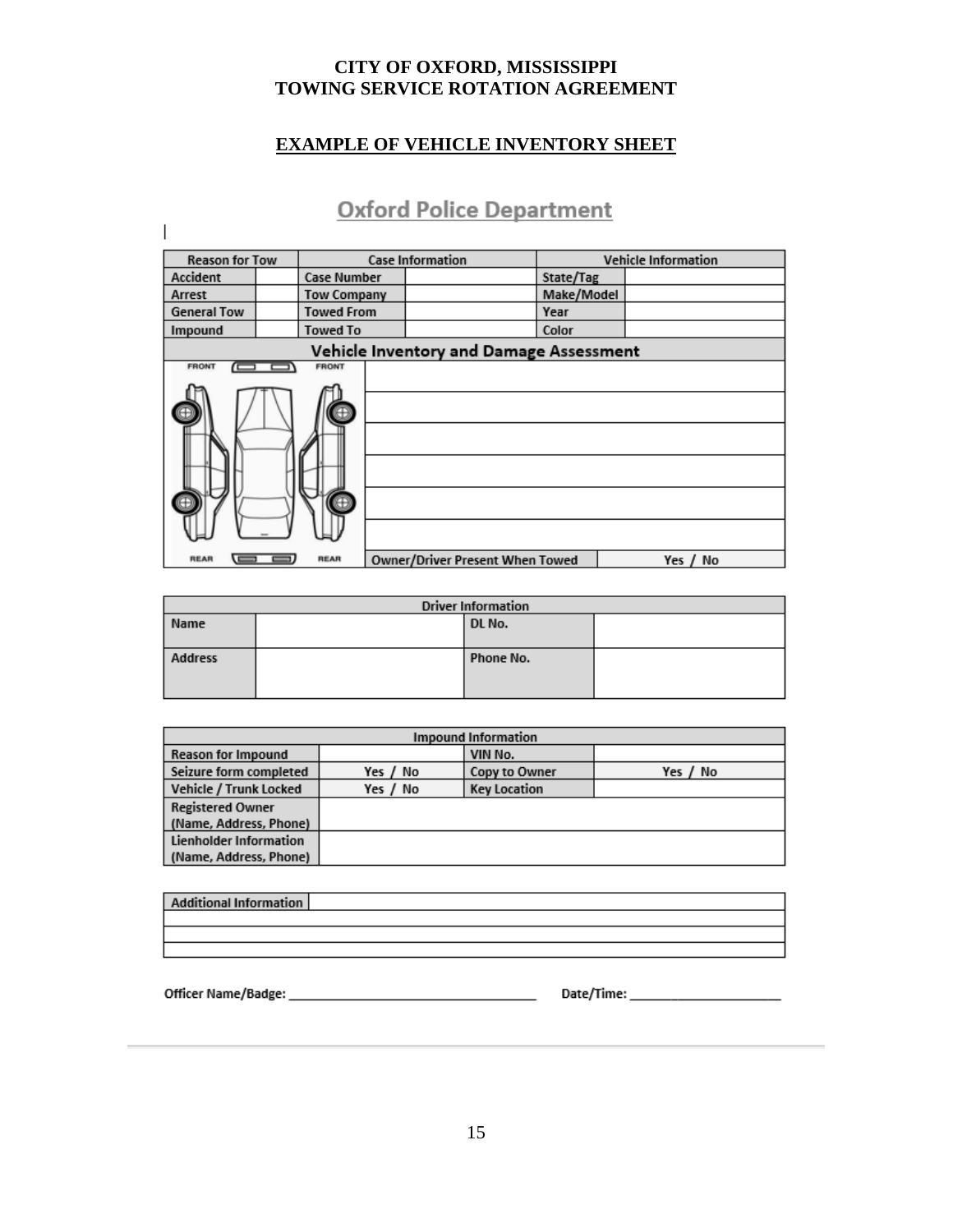# CITY OF OXFORD, MISSISSIPPI
# TOWING SERVICE ROTATION AGREEMENT

## EXAMPLE OF VEHICLE INVENTORY SHEET

### Oxford Police Department

| Reason for Tow | | Case Information | | Vehicle Information | |
|---|---|---|---|---|---|
| Accident | | Case Number | | State/Tag | |
| Arrest | | Tow Company | | Make/Model | |
| General Tow | | Towed From | | Year | |
| Impound | | Towed To | | Color | |

**Vehicle Inventory and Damage Assessment**

FRONT

FRONT

REAR

REAR

| | |
|---|---|
| Owner/Driver Present When Towed | Yes / No |

| Driver Information | | | |
|---|---|---|---|
| Name | | DL No. | |
| Address | | Phone No. | |

| Impound Information | | | |
|---|---|---|---|
| Reason for Impound | | VIN No. | |
| Seizure form completed | Yes / No | Copy to Owner | Yes / No |
| Vehicle / Trunk Locked | Yes / No | Key Location | |
| Registered Owner (Name, Address, Phone) | | | |
| Lienholder Information (Name, Address, Phone) | | | |

| Additional Information | |
|---|---|
| | |
| | |
| | |

Officer Name/Badge: ______________________________ Date/Time: ____________________